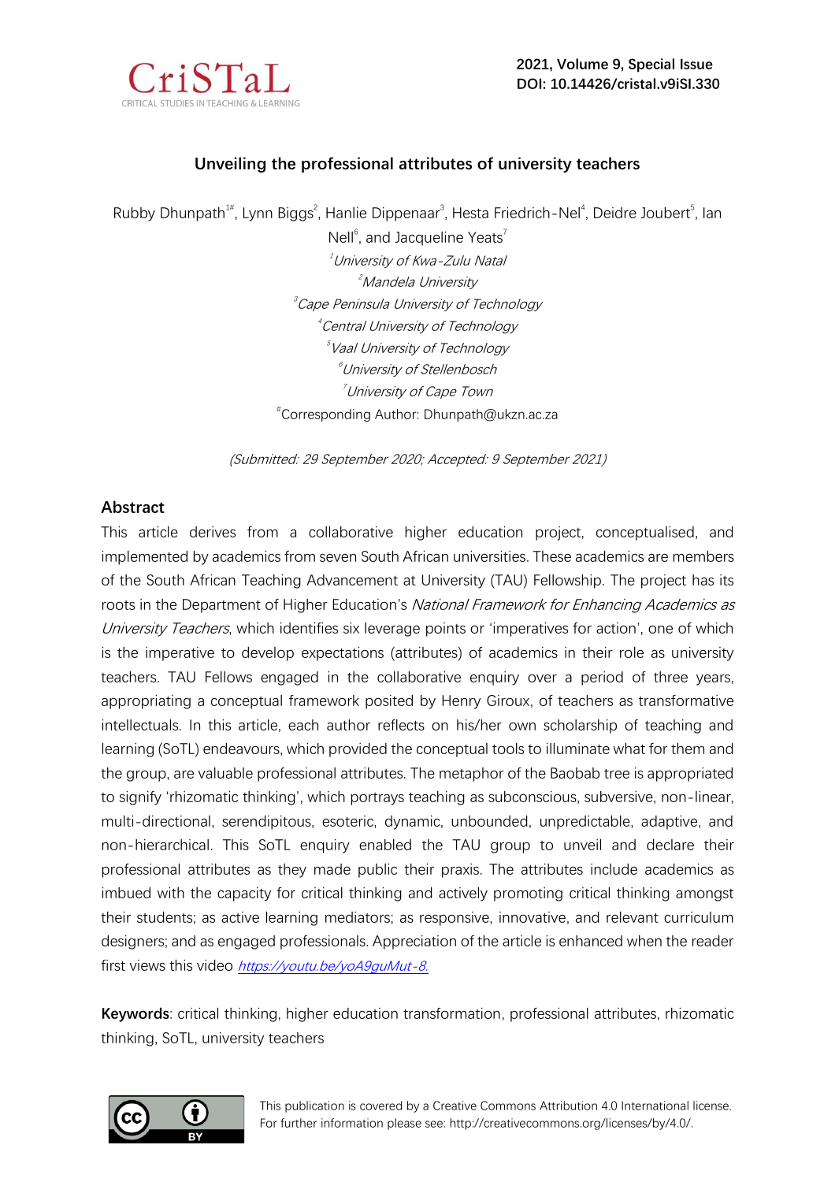# Unveiling the professional attributes of university teachers

Rubby Dhunpath[1#], Lynn Biggs[2], Hanlie Dippenaar[3], Hesta Friedrich-Nel[4], Deidre Joubert[5], Ian Nell[6], and Jacqueline Yeats[7]

[1]*University of Kwa-Zulu Natal*
[2]*Mandela University*
[3]*Cape Peninsula University of Technology*
[4]*Central University of Technology*
[5]*Vaal University of Technology*
[6]*University of Stellenbosch*
[7]*University of Cape Town*
[#]Corresponding Author: Dhunpath@ukzn.ac.za

*(Submitted: 29 September 2020; Accepted: 9 September 2021)*

## Abstract

This article derives from a collaborative higher education project, conceptualised, and implemented by academics from seven South African universities. These academics are members of the South African Teaching Advancement at University (TAU) Fellowship. The project has its roots in the Department of Higher Education's *National Framework for Enhancing Academics as University Teachers*, which identifies six leverage points or 'imperatives for action', one of which is the imperative to develop expectations (attributes) of academics in their role as university teachers. TAU Fellows engaged in the collaborative enquiry over a period of three years, appropriating a conceptual framework posited by Henry Giroux, of teachers as transformative intellectuals. In this article, each author reflects on his/her own scholarship of teaching and learning (SoTL) endeavours, which provided the conceptual tools to illuminate what for them and the group, are valuable professional attributes. The metaphor of the Baobab tree is appropriated to signify 'rhizomatic thinking', which portrays teaching as subconscious, subversive, non-linear, multi-directional, serendipitous, esoteric, dynamic, unbounded, unpredictable, adaptive, and non-hierarchical. This SoTL enquiry enabled the TAU group to unveil and declare their professional attributes as they made public their praxis. The attributes include academics as imbued with the capacity for critical thinking and actively promoting critical thinking amongst their students; as active learning mediators; as responsive, innovative, and relevant curriculum designers; and as engaged professionals. Appreciation of the article is enhanced when the reader first views this video *https://youtu.be/yoA9guMut-8.*

**Keywords**: critical thinking, higher education transformation, professional attributes, rhizomatic thinking, SoTL, university teachers

This publication is covered by a Creative Commons Attribution 4.0 International license. For further information please see: http://creativecommons.org/licenses/by/4.0/.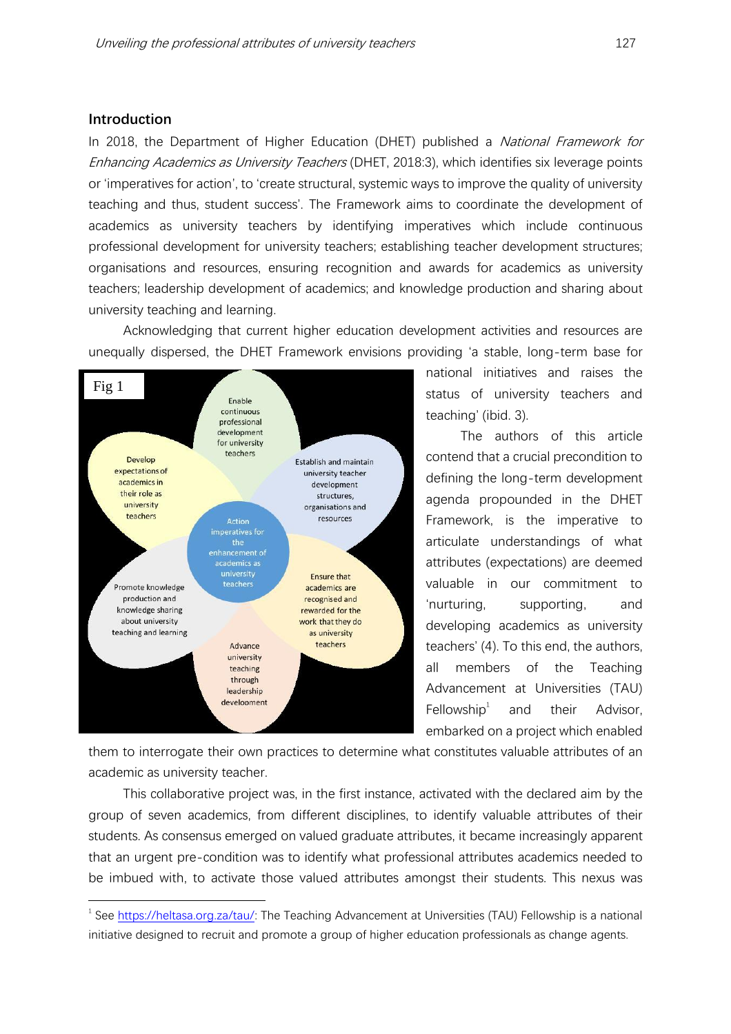## Introduction

In 2018, the Department of Higher Education (DHET) published a *National Framework for Enhancing Academics as University Teachers* (DHET, 2018:3), which identifies six leverage points or 'imperatives for action', to 'create structural, systemic ways to improve the quality of university teaching and thus, student success'. The Framework aims to coordinate the development of academics as university teachers by identifying imperatives which include continuous professional development for university teachers; establishing teacher development structures; organisations and resources, ensuring recognition and awards for academics as university teachers; leadership development of academics; and knowledge production and sharing about university teaching and learning.

Acknowledging that current higher education development activities and resources are unequally dispersed, the DHET Framework envisions providing 'a stable, long-term base for national initiatives and raises the status of university teachers and teaching' (ibid. 3).

Fig 1

- Action imperatives for the enhancement of academics as university teachers
- Enable continuous professional development for university teachers
- Establish and maintain university teacher development structures, organisations and resources
- Ensure that academics are recognised and rewarded for the work that they do as university teachers
- Advance university teaching through leadership development
- Promote knowledge production and knowledge sharing about university teaching and learning
- Develop expectations of academics in their role as university teachers

The authors of this article contend that a crucial precondition to defining the long-term development agenda propounded in the DHET Framework, is the imperative to articulate understandings of what attributes (expectations) are deemed valuable in our commitment to 'nurturing, supporting, and developing academics as university teachers' (4). To this end, the authors, all members of the Teaching Advancement at Universities (TAU) Fellowship[1] and their Advisor, embarked on a project which enabled them to interrogate their own practices to determine what constitutes valuable attributes of an academic as university teacher.

This collaborative project was, in the first instance, activated with the declared aim by the group of seven academics, from different disciplines, to identify valuable attributes of their students. As consensus emerged on valued graduate attributes, it became increasingly apparent that an urgent pre-condition was to identify what professional attributes academics needed to be imbued with, to activate those valued attributes amongst their students. This nexus was

[1] See https://heltasa.org.za/tau/: The Teaching Advancement at Universities (TAU) Fellowship is a national initiative designed to recruit and promote a group of higher education professionals as change agents.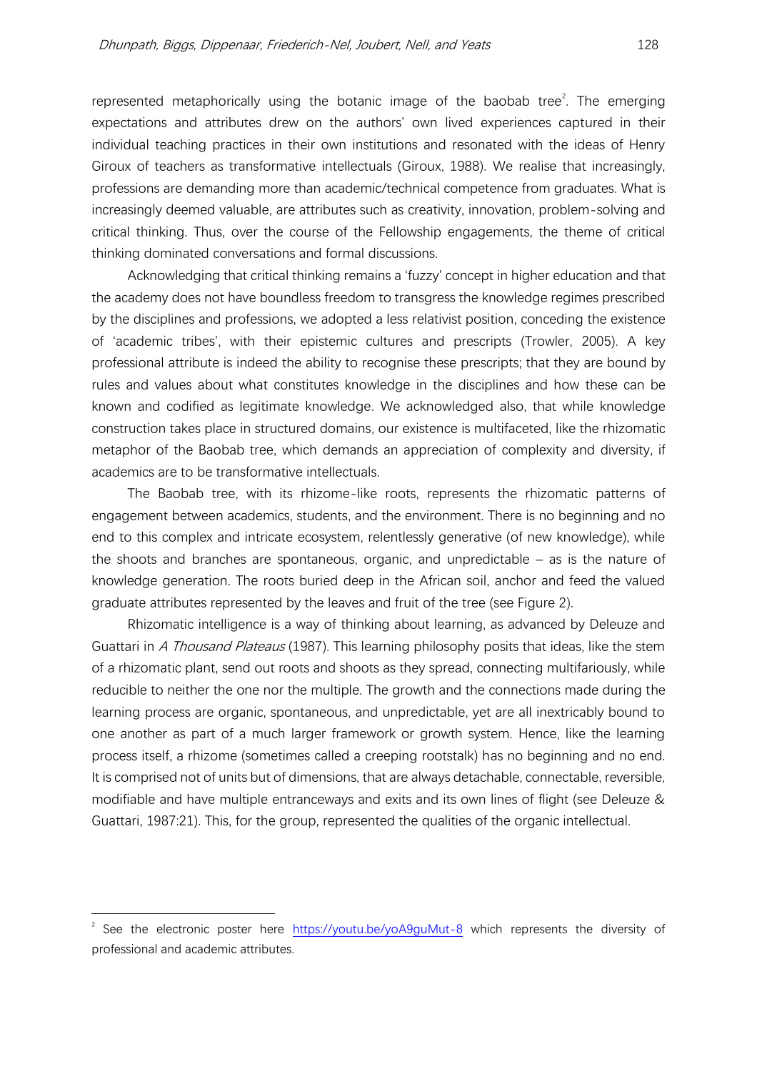represented metaphorically using the botanic image of the baobab tree[2]. The emerging expectations and attributes drew on the authors' own lived experiences captured in their individual teaching practices in their own institutions and resonated with the ideas of Henry Giroux of teachers as transformative intellectuals (Giroux, 1988). We realise that increasingly, professions are demanding more than academic/technical competence from graduates. What is increasingly deemed valuable, are attributes such as creativity, innovation, problem-solving and critical thinking. Thus, over the course of the Fellowship engagements, the theme of critical thinking dominated conversations and formal discussions.

Acknowledging that critical thinking remains a 'fuzzy' concept in higher education and that the academy does not have boundless freedom to transgress the knowledge regimes prescribed by the disciplines and professions, we adopted a less relativist position, conceding the existence of 'academic tribes', with their epistemic cultures and prescripts (Trowler, 2005). A key professional attribute is indeed the ability to recognise these prescripts; that they are bound by rules and values about what constitutes knowledge in the disciplines and how these can be known and codified as legitimate knowledge. We acknowledged also, that while knowledge construction takes place in structured domains, our existence is multifaceted, like the rhizomatic metaphor of the Baobab tree, which demands an appreciation of complexity and diversity, if academics are to be transformative intellectuals.

The Baobab tree, with its rhizome-like roots, represents the rhizomatic patterns of engagement between academics, students, and the environment. There is no beginning and no end to this complex and intricate ecosystem, relentlessly generative (of new knowledge), while the shoots and branches are spontaneous, organic, and unpredictable – as is the nature of knowledge generation. The roots buried deep in the African soil, anchor and feed the valued graduate attributes represented by the leaves and fruit of the tree (see Figure 2).

Rhizomatic intelligence is a way of thinking about learning, as advanced by Deleuze and Guattari in *A Thousand Plateaus* (1987). This learning philosophy posits that ideas, like the stem of a rhizomatic plant, send out roots and shoots as they spread, connecting multifariously, while reducible to neither the one nor the multiple. The growth and the connections made during the learning process are organic, spontaneous, and unpredictable, yet are all inextricably bound to one another as part of a much larger framework or growth system. Hence, like the learning process itself, a rhizome (sometimes called a creeping rootstalk) has no beginning and no end. It is comprised not of units but of dimensions, that are always detachable, connectable, reversible, modifiable and have multiple entranceways and exits and its own lines of flight (see Deleuze & Guattari, 1987:21). This, for the group, represented the qualities of the organic intellectual.

---

[2] See the electronic poster here https://youtu.be/yoA9guMut-8 which represents the diversity of professional and academic attributes.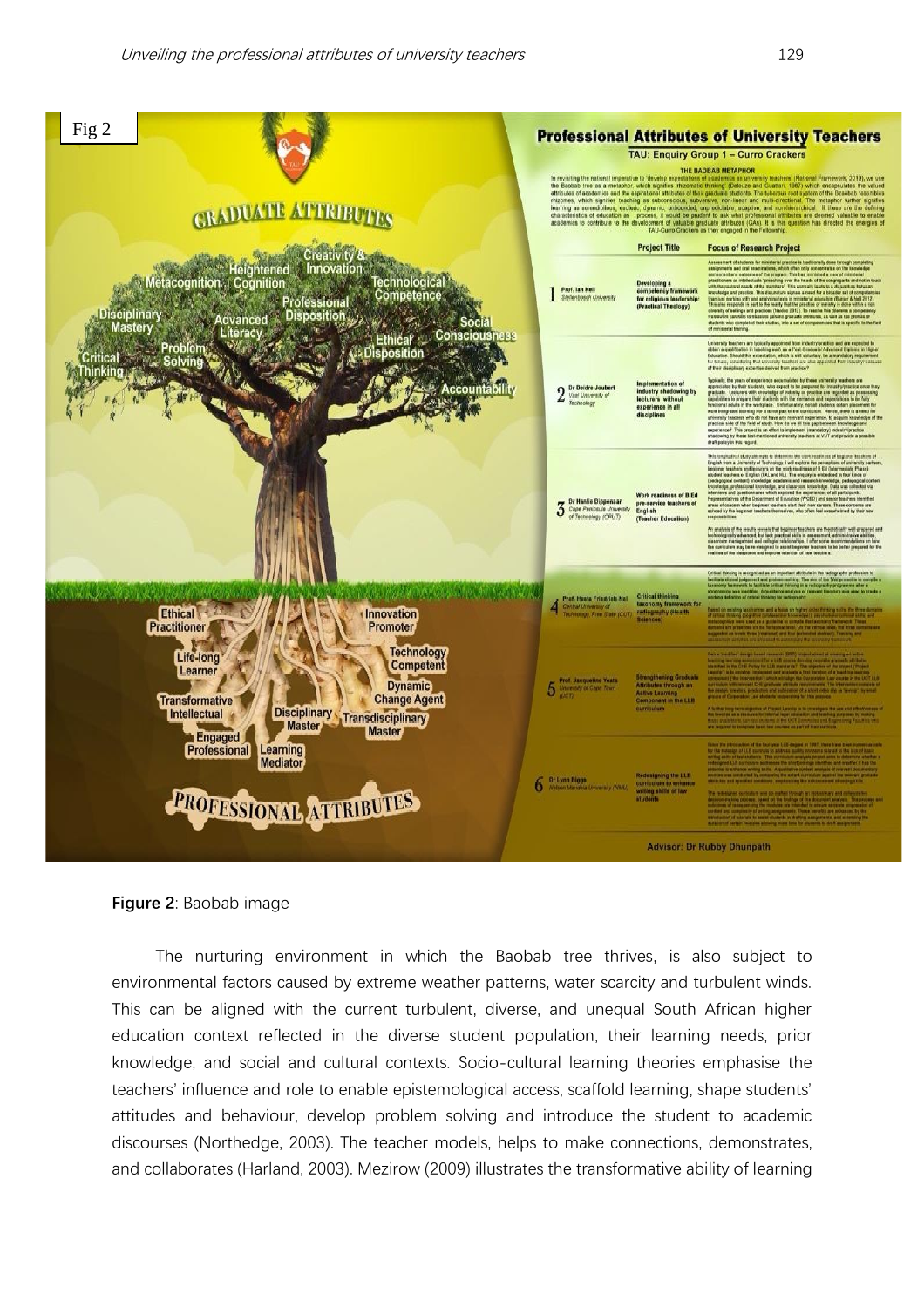Fig 2

**Figure 2**: Baobab image

The nurturing environment in which the Baobab tree thrives, is also subject to environmental factors caused by extreme weather patterns, water scarcity and turbulent winds. This can be aligned with the current turbulent, diverse, and unequal South African higher education context reflected in the diverse student population, their learning needs, prior knowledge, and social and cultural contexts. Socio-cultural learning theories emphasise the teachers' influence and role to enable epistemological access, scaffold learning, shape students' attitudes and behaviour, develop problem solving and introduce the student to academic discourses (Northedge, 2003). The teacher models, helps to make connections, demonstrates, and collaborates (Harland, 2003). Mezirow (2009) illustrates the transformative ability of learning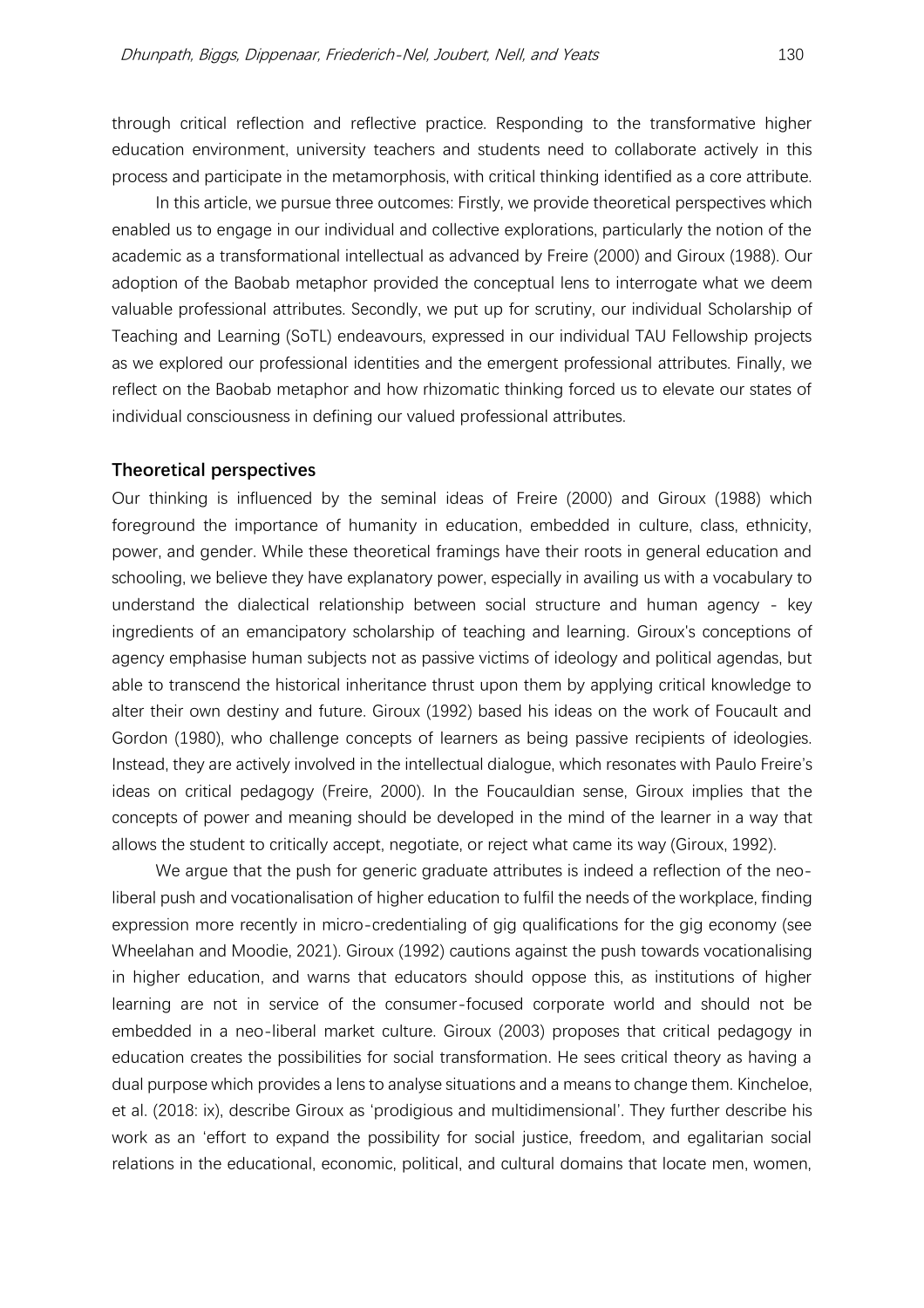through critical reflection and reflective practice. Responding to the transformative higher education environment, university teachers and students need to collaborate actively in this process and participate in the metamorphosis, with critical thinking identified as a core attribute.

In this article, we pursue three outcomes: Firstly, we provide theoretical perspectives which enabled us to engage in our individual and collective explorations, particularly the notion of the academic as a transformational intellectual as advanced by Freire (2000) and Giroux (1988). Our adoption of the Baobab metaphor provided the conceptual lens to interrogate what we deem valuable professional attributes. Secondly, we put up for scrutiny, our individual Scholarship of Teaching and Learning (SoTL) endeavours, expressed in our individual TAU Fellowship projects as we explored our professional identities and the emergent professional attributes. Finally, we reflect on the Baobab metaphor and how rhizomatic thinking forced us to elevate our states of individual consciousness in defining our valued professional attributes.

## Theoretical perspectives

Our thinking is influenced by the seminal ideas of Freire (2000) and Giroux (1988) which foreground the importance of humanity in education, embedded in culture, class, ethnicity, power, and gender. While these theoretical framings have their roots in general education and schooling, we believe they have explanatory power, especially in availing us with a vocabulary to understand the dialectical relationship between social structure and human agency - key ingredients of an emancipatory scholarship of teaching and learning. Giroux's conceptions of agency emphasise human subjects not as passive victims of ideology and political agendas, but able to transcend the historical inheritance thrust upon them by applying critical knowledge to alter their own destiny and future. Giroux (1992) based his ideas on the work of Foucault and Gordon (1980), who challenge concepts of learners as being passive recipients of ideologies. Instead, they are actively involved in the intellectual dialogue, which resonates with Paulo Freire's ideas on critical pedagogy (Freire, 2000). In the Foucauldian sense, Giroux implies that the concepts of power and meaning should be developed in the mind of the learner in a way that allows the student to critically accept, negotiate, or reject what came its way (Giroux, 1992).

We argue that the push for generic graduate attributes is indeed a reflection of the neo-liberal push and vocationalisation of higher education to fulfil the needs of the workplace, finding expression more recently in micro-credentialing of gig qualifications for the gig economy (see Wheelahan and Moodie, 2021). Giroux (1992) cautions against the push towards vocationalising in higher education, and warns that educators should oppose this, as institutions of higher learning are not in service of the consumer-focused corporate world and should not be embedded in a neo-liberal market culture. Giroux (2003) proposes that critical pedagogy in education creates the possibilities for social transformation. He sees critical theory as having a dual purpose which provides a lens to analyse situations and a means to change them. Kincheloe, et al. (2018: ix), describe Giroux as 'prodigious and multidimensional'. They further describe his work as an 'effort to expand the possibility for social justice, freedom, and egalitarian social relations in the educational, economic, political, and cultural domains that locate men, women,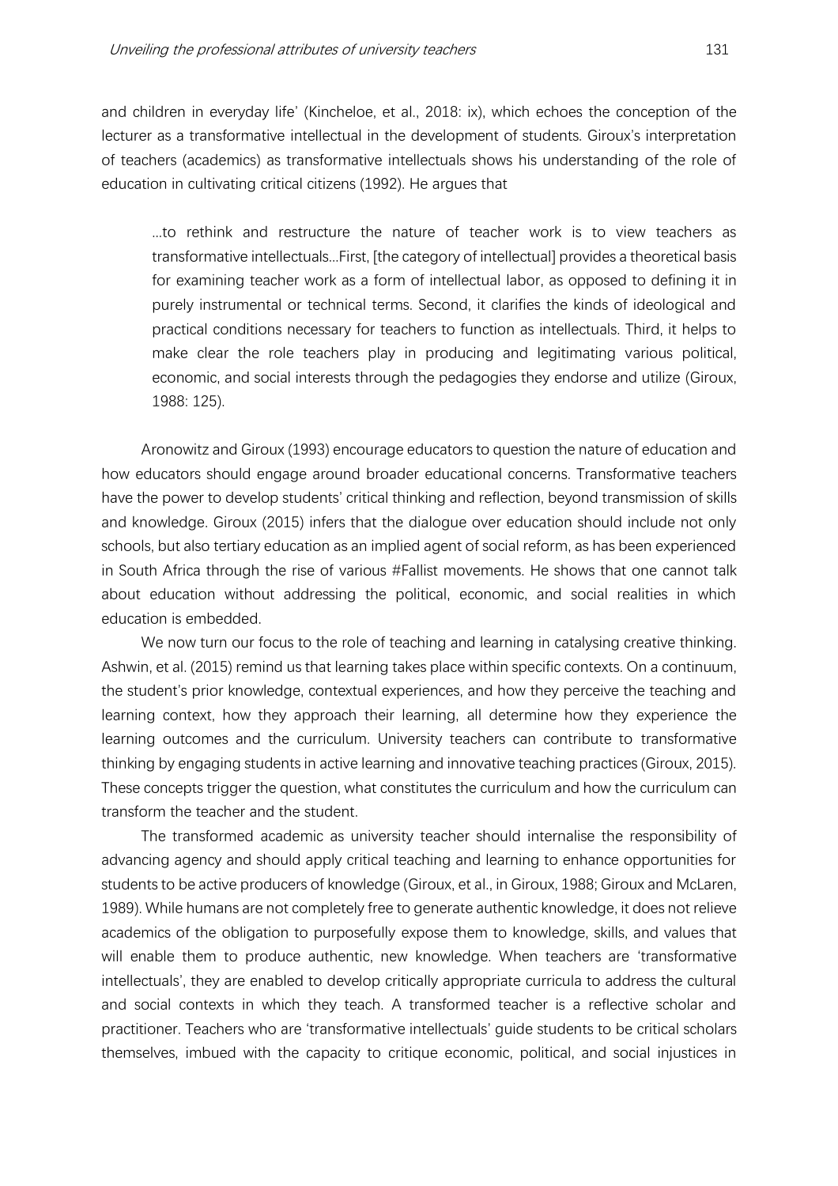and children in everyday life' (Kincheloe, et al., 2018: ix), which echoes the conception of the lecturer as a transformative intellectual in the development of students. Giroux's interpretation of teachers (academics) as transformative intellectuals shows his understanding of the role of education in cultivating critical citizens (1992). He argues that

> ...to rethink and restructure the nature of teacher work is to view teachers as transformative intellectuals...First, [the category of intellectual] provides a theoretical basis for examining teacher work as a form of intellectual labor, as opposed to defining it in purely instrumental or technical terms. Second, it clarifies the kinds of ideological and practical conditions necessary for teachers to function as intellectuals. Third, it helps to make clear the role teachers play in producing and legitimating various political, economic, and social interests through the pedagogies they endorse and utilize (Giroux, 1988: 125).

Aronowitz and Giroux (1993) encourage educators to question the nature of education and how educators should engage around broader educational concerns. Transformative teachers have the power to develop students' critical thinking and reflection, beyond transmission of skills and knowledge. Giroux (2015) infers that the dialogue over education should include not only schools, but also tertiary education as an implied agent of social reform, as has been experienced in South Africa through the rise of various #Fallist movements. He shows that one cannot talk about education without addressing the political, economic, and social realities in which education is embedded.

We now turn our focus to the role of teaching and learning in catalysing creative thinking. Ashwin, et al. (2015) remind us that learning takes place within specific contexts. On a continuum, the student's prior knowledge, contextual experiences, and how they perceive the teaching and learning context, how they approach their learning, all determine how they experience the learning outcomes and the curriculum. University teachers can contribute to transformative thinking by engaging students in active learning and innovative teaching practices (Giroux, 2015). These concepts trigger the question, what constitutes the curriculum and how the curriculum can transform the teacher and the student.

The transformed academic as university teacher should internalise the responsibility of advancing agency and should apply critical teaching and learning to enhance opportunities for students to be active producers of knowledge (Giroux, et al., in Giroux, 1988; Giroux and McLaren, 1989). While humans are not completely free to generate authentic knowledge, it does not relieve academics of the obligation to purposefully expose them to knowledge, skills, and values that will enable them to produce authentic, new knowledge. When teachers are 'transformative intellectuals', they are enabled to develop critically appropriate curricula to address the cultural and social contexts in which they teach. A transformed teacher is a reflective scholar and practitioner. Teachers who are 'transformative intellectuals' guide students to be critical scholars themselves, imbued with the capacity to critique economic, political, and social injustices in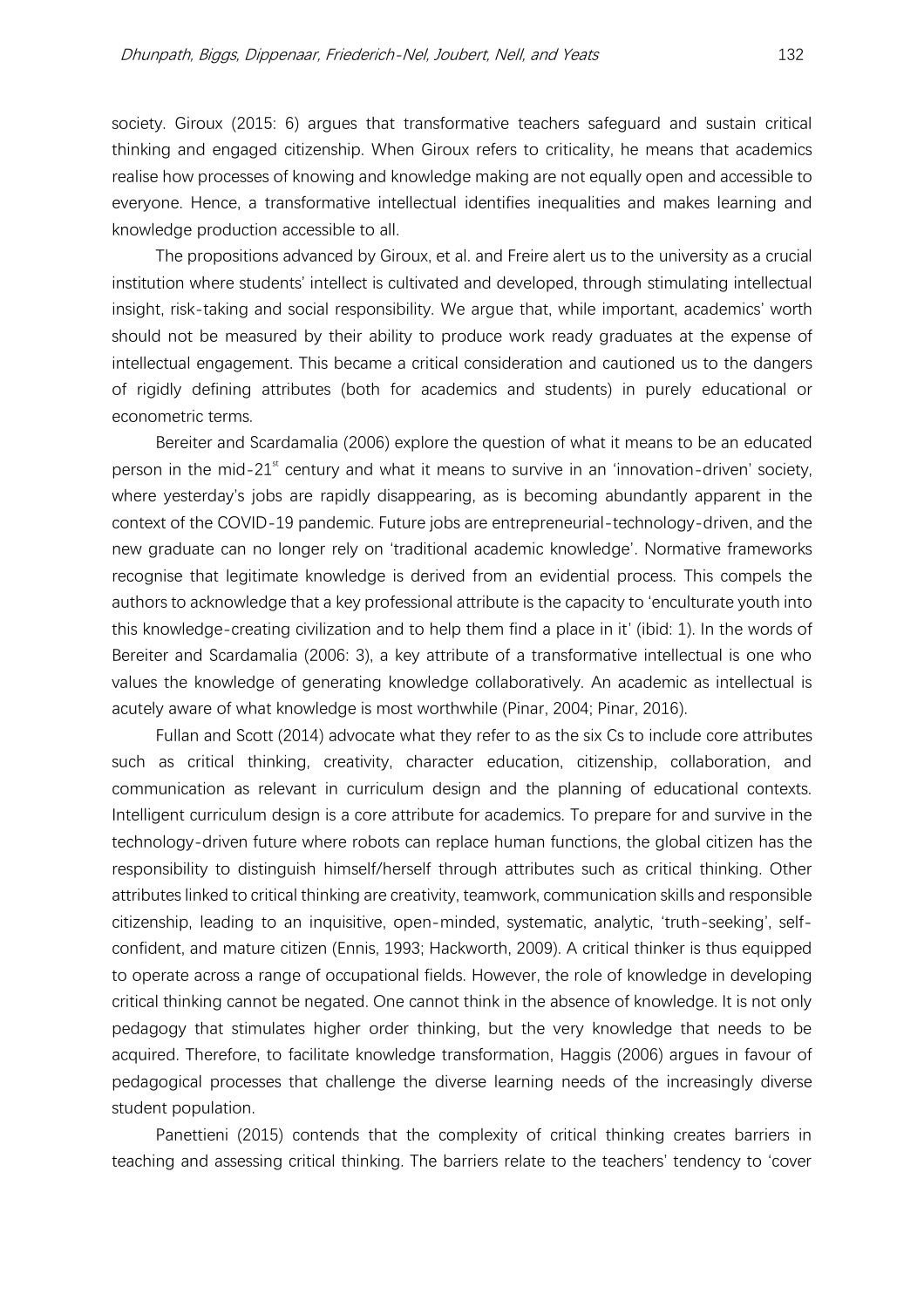society. Giroux (2015: 6) argues that transformative teachers safeguard and sustain critical thinking and engaged citizenship. When Giroux refers to criticality, he means that academics realise how processes of knowing and knowledge making are not equally open and accessible to everyone. Hence, a transformative intellectual identifies inequalities and makes learning and knowledge production accessible to all.

The propositions advanced by Giroux, et al. and Freire alert us to the university as a crucial institution where students' intellect is cultivated and developed, through stimulating intellectual insight, risk-taking and social responsibility. We argue that, while important, academics' worth should not be measured by their ability to produce work ready graduates at the expense of intellectual engagement. This became a critical consideration and cautioned us to the dangers of rigidly defining attributes (both for academics and students) in purely educational or econometric terms.

Bereiter and Scardamalia (2006) explore the question of what it means to be an educated person in the mid-21st century and what it means to survive in an 'innovation-driven' society, where yesterday's jobs are rapidly disappearing, as is becoming abundantly apparent in the context of the COVID-19 pandemic. Future jobs are entrepreneurial-technology-driven, and the new graduate can no longer rely on 'traditional academic knowledge'. Normative frameworks recognise that legitimate knowledge is derived from an evidential process. This compels the authors to acknowledge that a key professional attribute is the capacity to 'enculturate youth into this knowledge-creating civilization and to help them find a place in it' (ibid: 1). In the words of Bereiter and Scardamalia (2006: 3), a key attribute of a transformative intellectual is one who values the knowledge of generating knowledge collaboratively. An academic as intellectual is acutely aware of what knowledge is most worthwhile (Pinar, 2004; Pinar, 2016).

Fullan and Scott (2014) advocate what they refer to as the six Cs to include core attributes such as critical thinking, creativity, character education, citizenship, collaboration, and communication as relevant in curriculum design and the planning of educational contexts. Intelligent curriculum design is a core attribute for academics. To prepare for and survive in the technology-driven future where robots can replace human functions, the global citizen has the responsibility to distinguish himself/herself through attributes such as critical thinking. Other attributes linked to critical thinking are creativity, teamwork, communication skills and responsible citizenship, leading to an inquisitive, open-minded, systematic, analytic, 'truth-seeking', self-confident, and mature citizen (Ennis, 1993; Hackworth, 2009). A critical thinker is thus equipped to operate across a range of occupational fields. However, the role of knowledge in developing critical thinking cannot be negated. One cannot think in the absence of knowledge. It is not only pedagogy that stimulates higher order thinking, but the very knowledge that needs to be acquired. Therefore, to facilitate knowledge transformation, Haggis (2006) argues in favour of pedagogical processes that challenge the diverse learning needs of the increasingly diverse student population.

Panettieni (2015) contends that the complexity of critical thinking creates barriers in teaching and assessing critical thinking. The barriers relate to the teachers' tendency to 'cover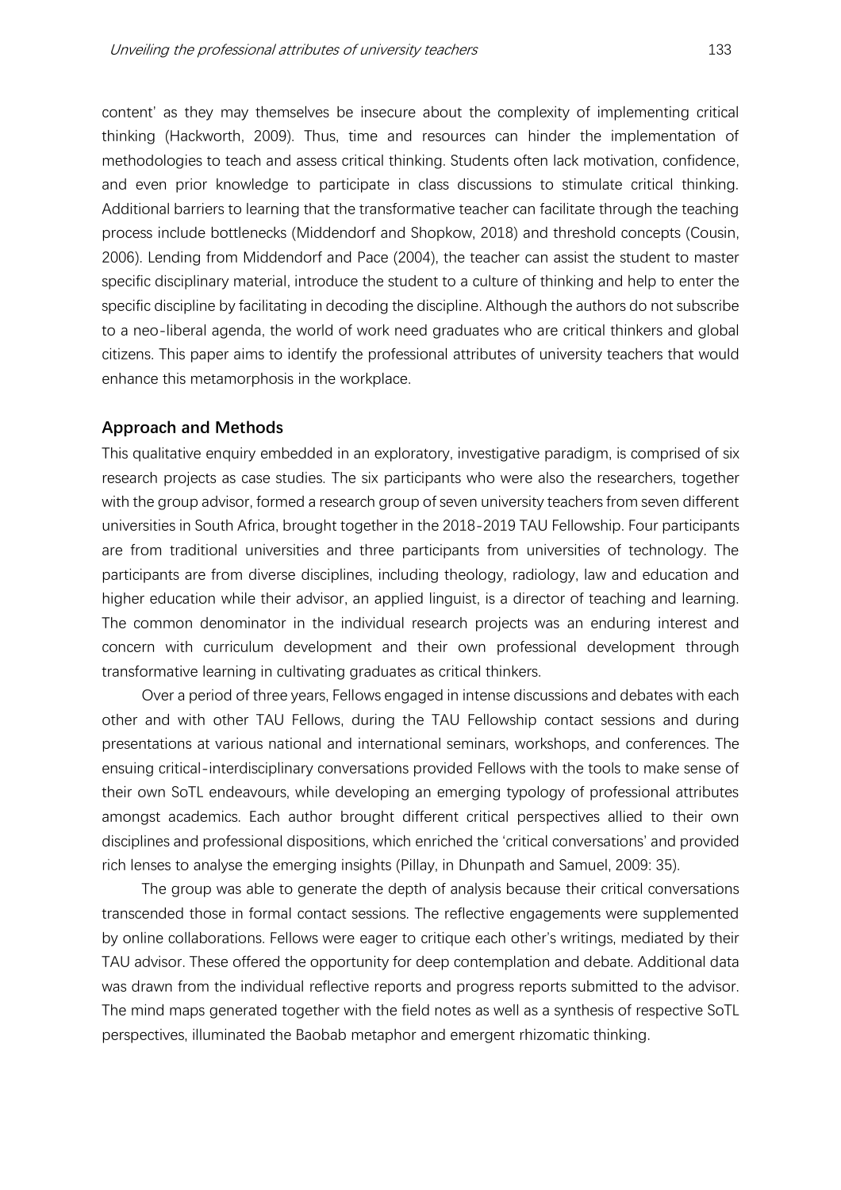content' as they may themselves be insecure about the complexity of implementing critical thinking (Hackworth, 2009). Thus, time and resources can hinder the implementation of methodologies to teach and assess critical thinking. Students often lack motivation, confidence, and even prior knowledge to participate in class discussions to stimulate critical thinking. Additional barriers to learning that the transformative teacher can facilitate through the teaching process include bottlenecks (Middendorf and Shopkow, 2018) and threshold concepts (Cousin, 2006). Lending from Middendorf and Pace (2004), the teacher can assist the student to master specific disciplinary material, introduce the student to a culture of thinking and help to enter the specific discipline by facilitating in decoding the discipline. Although the authors do not subscribe to a neo-liberal agenda, the world of work need graduates who are critical thinkers and global citizens. This paper aims to identify the professional attributes of university teachers that would enhance this metamorphosis in the workplace.

## Approach and Methods

This qualitative enquiry embedded in an exploratory, investigative paradigm, is comprised of six research projects as case studies. The six participants who were also the researchers, together with the group advisor, formed a research group of seven university teachers from seven different universities in South Africa, brought together in the 2018-2019 TAU Fellowship. Four participants are from traditional universities and three participants from universities of technology. The participants are from diverse disciplines, including theology, radiology, law and education and higher education while their advisor, an applied linguist, is a director of teaching and learning. The common denominator in the individual research projects was an enduring interest and concern with curriculum development and their own professional development through transformative learning in cultivating graduates as critical thinkers.

Over a period of three years, Fellows engaged in intense discussions and debates with each other and with other TAU Fellows, during the TAU Fellowship contact sessions and during presentations at various national and international seminars, workshops, and conferences. The ensuing critical-interdisciplinary conversations provided Fellows with the tools to make sense of their own SoTL endeavours, while developing an emerging typology of professional attributes amongst academics. Each author brought different critical perspectives allied to their own disciplines and professional dispositions, which enriched the 'critical conversations' and provided rich lenses to analyse the emerging insights (Pillay, in Dhunpath and Samuel, 2009: 35).

The group was able to generate the depth of analysis because their critical conversations transcended those in formal contact sessions. The reflective engagements were supplemented by online collaborations. Fellows were eager to critique each other's writings, mediated by their TAU advisor. These offered the opportunity for deep contemplation and debate. Additional data was drawn from the individual reflective reports and progress reports submitted to the advisor. The mind maps generated together with the field notes as well as a synthesis of respective SoTL perspectives, illuminated the Baobab metaphor and emergent rhizomatic thinking.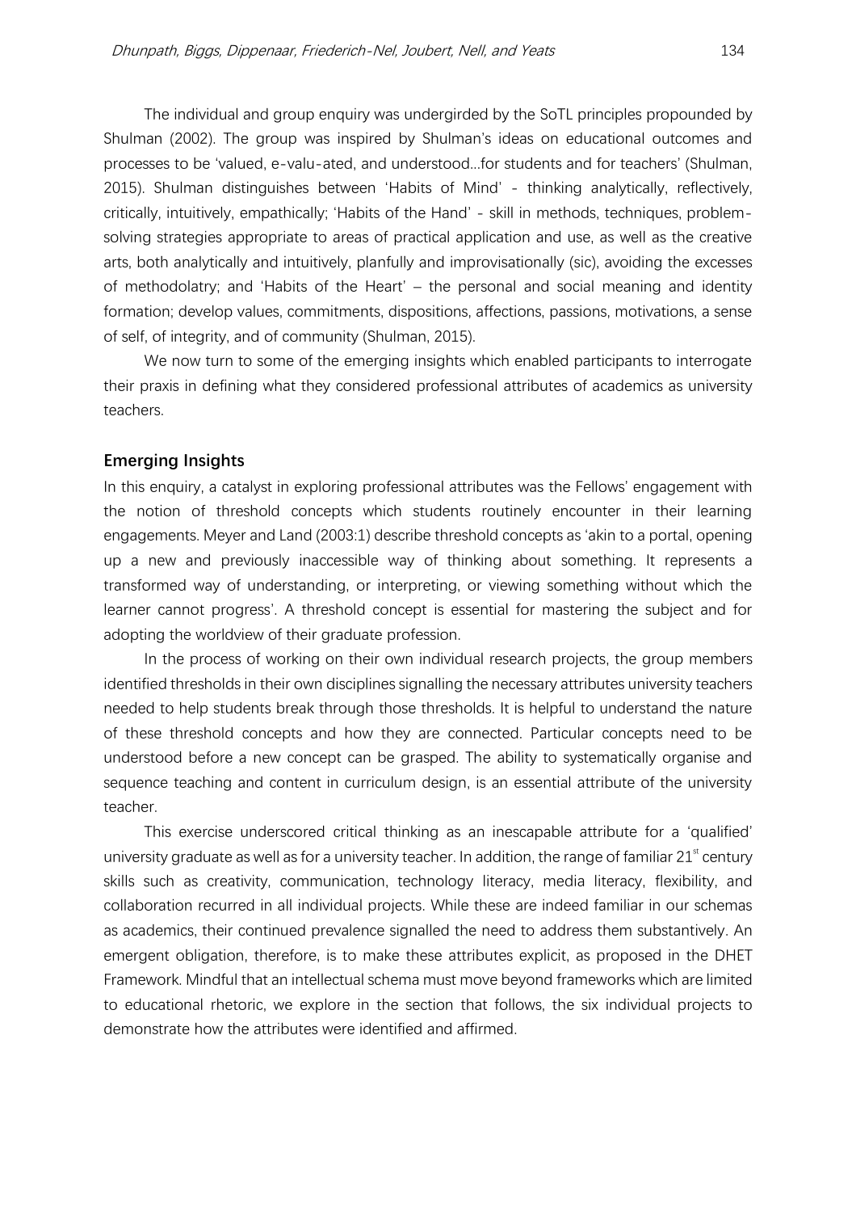The individual and group enquiry was undergirded by the SoTL principles propounded by Shulman (2002). The group was inspired by Shulman's ideas on educational outcomes and processes to be 'valued, e-valu-ated, and understood…for students and for teachers' (Shulman, 2015). Shulman distinguishes between 'Habits of Mind' - thinking analytically, reflectively, critically, intuitively, empathically; 'Habits of the Hand' - skill in methods, techniques, problem-solving strategies appropriate to areas of practical application and use, as well as the creative arts, both analytically and intuitively, planfully and improvisationally (sic), avoiding the excesses of methodolatry; and 'Habits of the Heart' – the personal and social meaning and identity formation; develop values, commitments, dispositions, affections, passions, motivations, a sense of self, of integrity, and of community (Shulman, 2015).

We now turn to some of the emerging insights which enabled participants to interrogate their praxis in defining what they considered professional attributes of academics as university teachers.

## Emerging Insights

In this enquiry, a catalyst in exploring professional attributes was the Fellows' engagement with the notion of threshold concepts which students routinely encounter in their learning engagements. Meyer and Land (2003:1) describe threshold concepts as 'akin to a portal, opening up a new and previously inaccessible way of thinking about something. It represents a transformed way of understanding, or interpreting, or viewing something without which the learner cannot progress'. A threshold concept is essential for mastering the subject and for adopting the worldview of their graduate profession.

In the process of working on their own individual research projects, the group members identified thresholds in their own disciplines signalling the necessary attributes university teachers needed to help students break through those thresholds. It is helpful to understand the nature of these threshold concepts and how they are connected. Particular concepts need to be understood before a new concept can be grasped. The ability to systematically organise and sequence teaching and content in curriculum design, is an essential attribute of the university teacher.

This exercise underscored critical thinking as an inescapable attribute for a 'qualified' university graduate as well as for a university teacher. In addition, the range of familiar 21st century skills such as creativity, communication, technology literacy, media literacy, flexibility, and collaboration recurred in all individual projects. While these are indeed familiar in our schemas as academics, their continued prevalence signalled the need to address them substantively. An emergent obligation, therefore, is to make these attributes explicit, as proposed in the DHET Framework. Mindful that an intellectual schema must move beyond frameworks which are limited to educational rhetoric, we explore in the section that follows, the six individual projects to demonstrate how the attributes were identified and affirmed.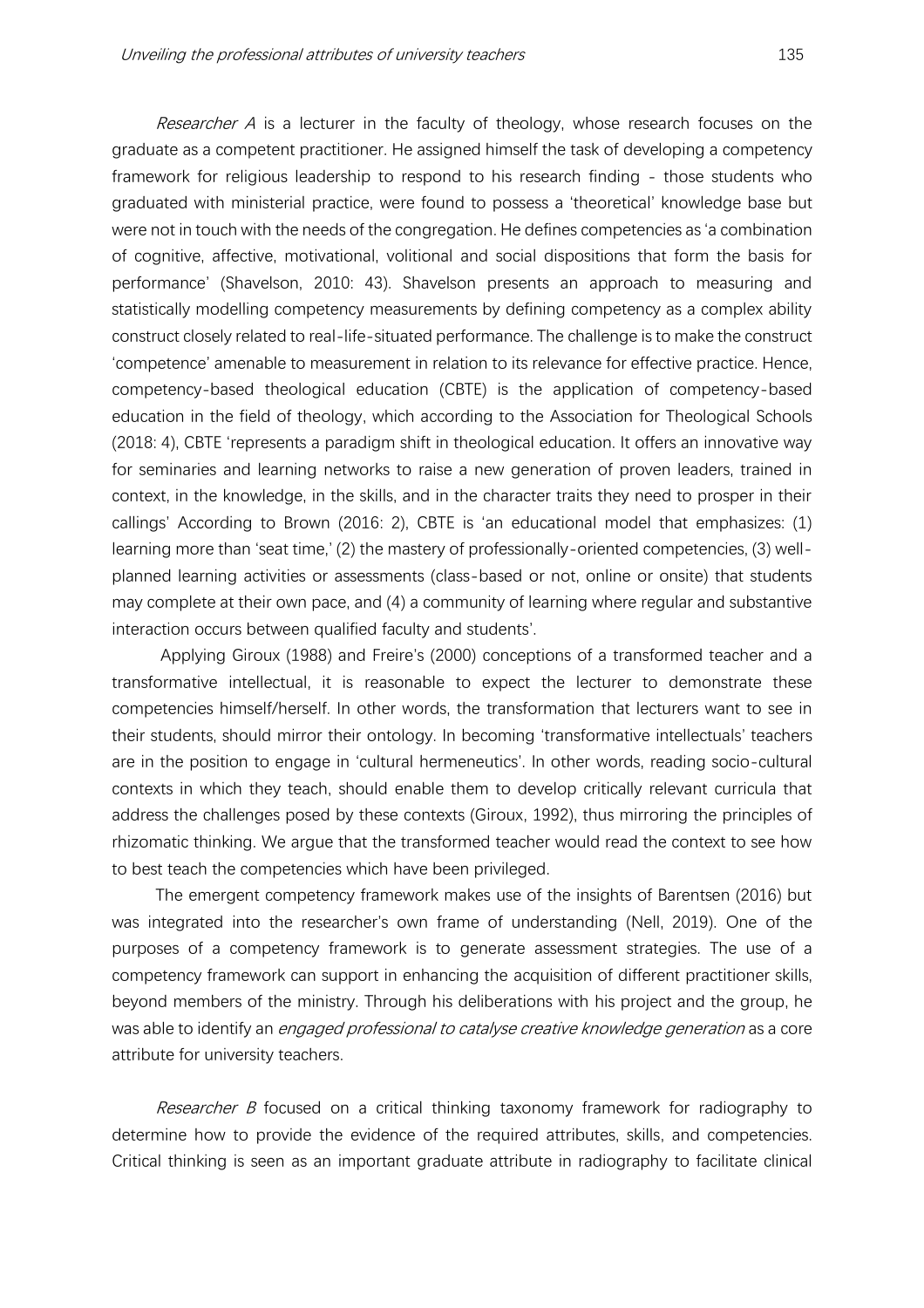*Researcher A* is a lecturer in the faculty of theology, whose research focuses on the graduate as a competent practitioner. He assigned himself the task of developing a competency framework for religious leadership to respond to his research finding - those students who graduated with ministerial practice, were found to possess a 'theoretical' knowledge base but were not in touch with the needs of the congregation. He defines competencies as 'a combination of cognitive, affective, motivational, volitional and social dispositions that form the basis for performance' (Shavelson, 2010: 43). Shavelson presents an approach to measuring and statistically modelling competency measurements by defining competency as a complex ability construct closely related to real-life-situated performance. The challenge is to make the construct 'competence' amenable to measurement in relation to its relevance for effective practice. Hence, competency-based theological education (CBTE) is the application of competency-based education in the field of theology, which according to the Association for Theological Schools (2018: 4), CBTE 'represents a paradigm shift in theological education. It offers an innovative way for seminaries and learning networks to raise a new generation of proven leaders, trained in context, in the knowledge, in the skills, and in the character traits they need to prosper in their callings' According to Brown (2016: 2), CBTE is 'an educational model that emphasizes: (1) learning more than 'seat time,' (2) the mastery of professionally-oriented competencies, (3) well-planned learning activities or assessments (class-based or not, online or onsite) that students may complete at their own pace, and (4) a community of learning where regular and substantive interaction occurs between qualified faculty and students'.

Applying Giroux (1988) and Freire's (2000) conceptions of a transformed teacher and a transformative intellectual, it is reasonable to expect the lecturer to demonstrate these competencies himself/herself. In other words, the transformation that lecturers want to see in their students, should mirror their ontology. In becoming 'transformative intellectuals' teachers are in the position to engage in 'cultural hermeneutics'. In other words, reading socio-cultural contexts in which they teach, should enable them to develop critically relevant curricula that address the challenges posed by these contexts (Giroux, 1992), thus mirroring the principles of rhizomatic thinking. We argue that the transformed teacher would read the context to see how to best teach the competencies which have been privileged.

The emergent competency framework makes use of the insights of Barentsen (2016) but was integrated into the researcher's own frame of understanding (Nell, 2019). One of the purposes of a competency framework is to generate assessment strategies. The use of a competency framework can support in enhancing the acquisition of different practitioner skills, beyond members of the ministry. Through his deliberations with his project and the group, he was able to identify an *engaged professional to catalyse creative knowledge generation* as a core attribute for university teachers.

*Researcher B* focused on a critical thinking taxonomy framework for radiography to determine how to provide the evidence of the required attributes, skills, and competencies. Critical thinking is seen as an important graduate attribute in radiography to facilitate clinical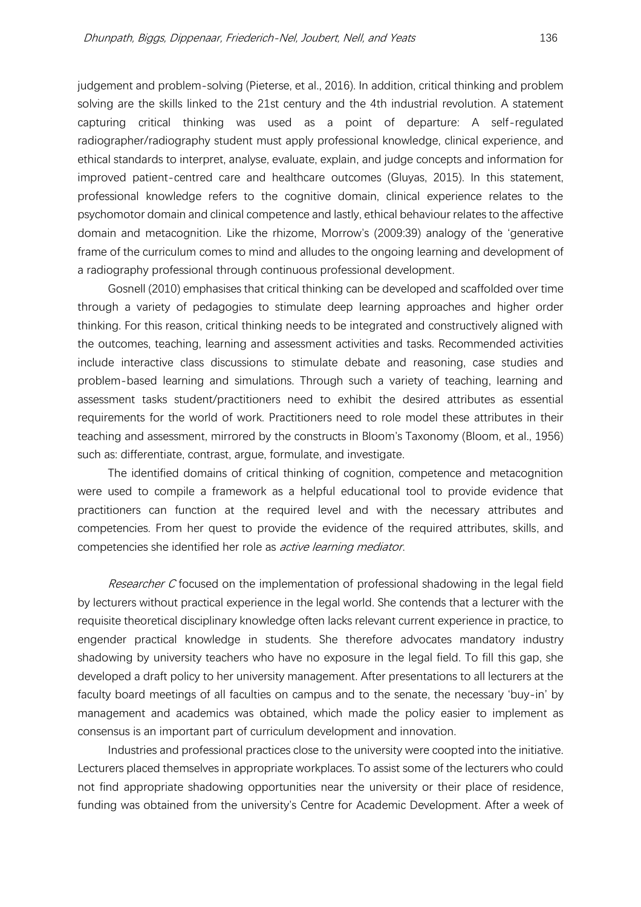judgement and problem-solving (Pieterse, et al., 2016). In addition, critical thinking and problem solving are the skills linked to the 21st century and the 4th industrial revolution. A statement capturing critical thinking was used as a point of departure: A self-regulated radiographer/radiography student must apply professional knowledge, clinical experience, and ethical standards to interpret, analyse, evaluate, explain, and judge concepts and information for improved patient-centred care and healthcare outcomes (Gluyas, 2015). In this statement, professional knowledge refers to the cognitive domain, clinical experience relates to the psychomotor domain and clinical competence and lastly, ethical behaviour relates to the affective domain and metacognition. Like the rhizome, Morrow's (2009:39) analogy of the 'generative frame of the curriculum comes to mind and alludes to the ongoing learning and development of a radiography professional through continuous professional development.

Gosnell (2010) emphasises that critical thinking can be developed and scaffolded over time through a variety of pedagogies to stimulate deep learning approaches and higher order thinking. For this reason, critical thinking needs to be integrated and constructively aligned with the outcomes, teaching, learning and assessment activities and tasks. Recommended activities include interactive class discussions to stimulate debate and reasoning, case studies and problem-based learning and simulations. Through such a variety of teaching, learning and assessment tasks student/practitioners need to exhibit the desired attributes as essential requirements for the world of work. Practitioners need to role model these attributes in their teaching and assessment, mirrored by the constructs in Bloom's Taxonomy (Bloom, et al., 1956) such as: differentiate, contrast, argue, formulate, and investigate.

The identified domains of critical thinking of cognition, competence and metacognition were used to compile a framework as a helpful educational tool to provide evidence that practitioners can function at the required level and with the necessary attributes and competencies. From her quest to provide the evidence of the required attributes, skills, and competencies she identified her role as *active learning mediator*.

*Researcher C* focused on the implementation of professional shadowing in the legal field by lecturers without practical experience in the legal world. She contends that a lecturer with the requisite theoretical disciplinary knowledge often lacks relevant current experience in practice, to engender practical knowledge in students. She therefore advocates mandatory industry shadowing by university teachers who have no exposure in the legal field. To fill this gap, she developed a draft policy to her university management. After presentations to all lecturers at the faculty board meetings of all faculties on campus and to the senate, the necessary 'buy-in' by management and academics was obtained, which made the policy easier to implement as consensus is an important part of curriculum development and innovation.

Industries and professional practices close to the university were coopted into the initiative. Lecturers placed themselves in appropriate workplaces. To assist some of the lecturers who could not find appropriate shadowing opportunities near the university or their place of residence, funding was obtained from the university's Centre for Academic Development. After a week of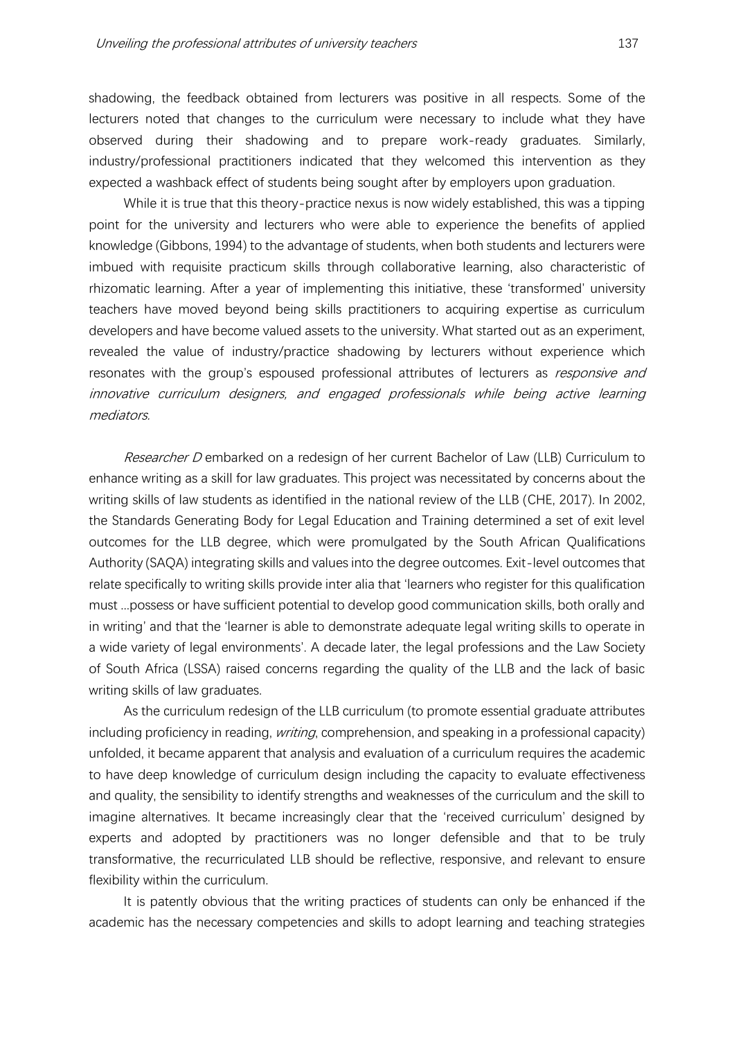shadowing, the feedback obtained from lecturers was positive in all respects. Some of the lecturers noted that changes to the curriculum were necessary to include what they have observed during their shadowing and to prepare work-ready graduates. Similarly, industry/professional practitioners indicated that they welcomed this intervention as they expected a washback effect of students being sought after by employers upon graduation.

While it is true that this theory-practice nexus is now widely established, this was a tipping point for the university and lecturers who were able to experience the benefits of applied knowledge (Gibbons, 1994) to the advantage of students, when both students and lecturers were imbued with requisite practicum skills through collaborative learning, also characteristic of rhizomatic learning. After a year of implementing this initiative, these 'transformed' university teachers have moved beyond being skills practitioners to acquiring expertise as curriculum developers and have become valued assets to the university. What started out as an experiment, revealed the value of industry/practice shadowing by lecturers without experience which resonates with the group's espoused professional attributes of lecturers as *responsive and innovative curriculum designers, and engaged professionals while being active learning mediators.*

*Researcher D* embarked on a redesign of her current Bachelor of Law (LLB) Curriculum to enhance writing as a skill for law graduates. This project was necessitated by concerns about the writing skills of law students as identified in the national review of the LLB (CHE, 2017). In 2002, the Standards Generating Body for Legal Education and Training determined a set of exit level outcomes for the LLB degree, which were promulgated by the South African Qualifications Authority (SAQA) integrating skills and values into the degree outcomes. Exit-level outcomes that relate specifically to writing skills provide inter alia that 'learners who register for this qualification must …possess or have sufficient potential to develop good communication skills, both orally and in writing' and that the 'learner is able to demonstrate adequate legal writing skills to operate in a wide variety of legal environments'. A decade later, the legal professions and the Law Society of South Africa (LSSA) raised concerns regarding the quality of the LLB and the lack of basic writing skills of law graduates.

As the curriculum redesign of the LLB curriculum (to promote essential graduate attributes including proficiency in reading, *writing*, comprehension, and speaking in a professional capacity) unfolded, it became apparent that analysis and evaluation of a curriculum requires the academic to have deep knowledge of curriculum design including the capacity to evaluate effectiveness and quality, the sensibility to identify strengths and weaknesses of the curriculum and the skill to imagine alternatives. It became increasingly clear that the 'received curriculum' designed by experts and adopted by practitioners was no longer defensible and that to be truly transformative, the recurriculated LLB should be reflective, responsive, and relevant to ensure flexibility within the curriculum.

It is patently obvious that the writing practices of students can only be enhanced if the academic has the necessary competencies and skills to adopt learning and teaching strategies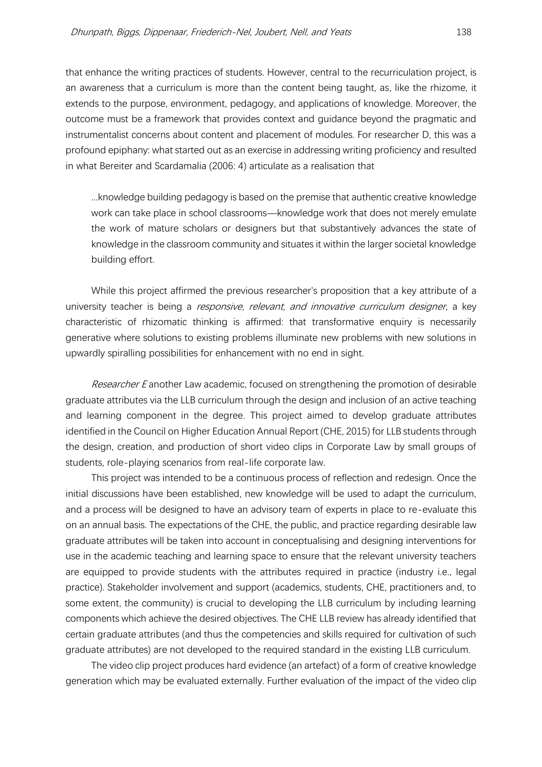that enhance the writing practices of students. However, central to the recurriculation project, is an awareness that a curriculum is more than the content being taught, as, like the rhizome, it extends to the purpose, environment, pedagogy, and applications of knowledge. Moreover, the outcome must be a framework that provides context and guidance beyond the pragmatic and instrumentalist concerns about content and placement of modules. For researcher D, this was a profound epiphany: what started out as an exercise in addressing writing proficiency and resulted in what Bereiter and Scardamalia (2006: 4) articulate as a realisation that

> …knowledge building pedagogy is based on the premise that authentic creative knowledge work can take place in school classrooms—knowledge work that does not merely emulate the work of mature scholars or designers but that substantively advances the state of knowledge in the classroom community and situates it within the larger societal knowledge building effort.

While this project affirmed the previous researcher's proposition that a key attribute of a university teacher is being a *responsive, relevant, and innovative curriculum designer,* a key characteristic of rhizomatic thinking is affirmed: that transformative enquiry is necessarily generative where solutions to existing problems illuminate new problems with new solutions in upwardly spiralling possibilities for enhancement with no end in sight.

*Researcher E* another Law academic, focused on strengthening the promotion of desirable graduate attributes via the LLB curriculum through the design and inclusion of an active teaching and learning component in the degree. This project aimed to develop graduate attributes identified in the Council on Higher Education Annual Report (CHE, 2015) for LLB students through the design, creation, and production of short video clips in Corporate Law by small groups of students, role-playing scenarios from real-life corporate law.

This project was intended to be a continuous process of reflection and redesign. Once the initial discussions have been established, new knowledge will be used to adapt the curriculum, and a process will be designed to have an advisory team of experts in place to re-evaluate this on an annual basis. The expectations of the CHE, the public, and practice regarding desirable law graduate attributes will be taken into account in conceptualising and designing interventions for use in the academic teaching and learning space to ensure that the relevant university teachers are equipped to provide students with the attributes required in practice (industry i.e., legal practice). Stakeholder involvement and support (academics, students, CHE, practitioners and, to some extent, the community) is crucial to developing the LLB curriculum by including learning components which achieve the desired objectives. The CHE LLB review has already identified that certain graduate attributes (and thus the competencies and skills required for cultivation of such graduate attributes) are not developed to the required standard in the existing LLB curriculum.

The video clip project produces hard evidence (an artefact) of a form of creative knowledge generation which may be evaluated externally. Further evaluation of the impact of the video clip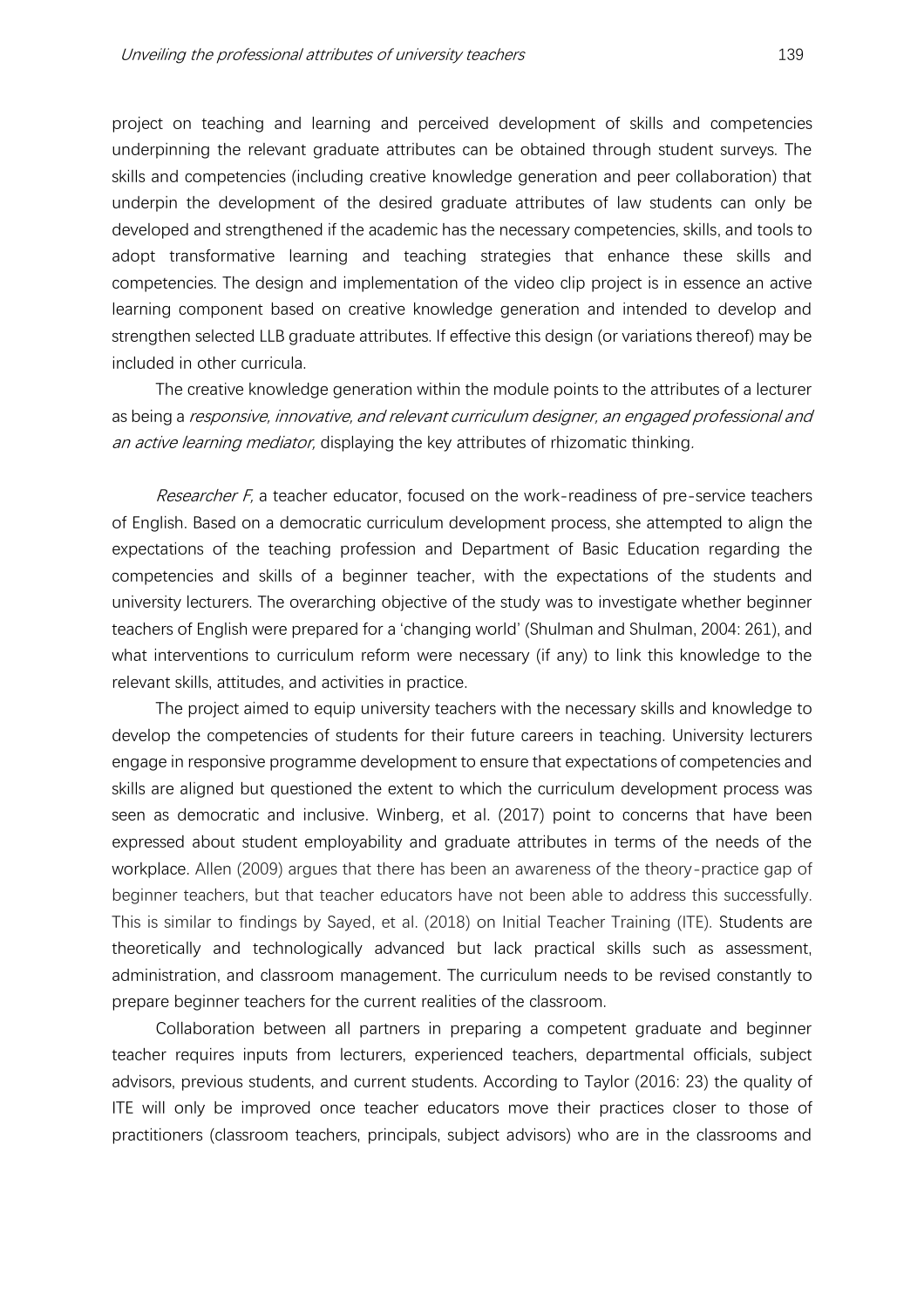project on teaching and learning and perceived development of skills and competencies underpinning the relevant graduate attributes can be obtained through student surveys. The skills and competencies (including creative knowledge generation and peer collaboration) that underpin the development of the desired graduate attributes of law students can only be developed and strengthened if the academic has the necessary competencies, skills, and tools to adopt transformative learning and teaching strategies that enhance these skills and competencies. The design and implementation of the video clip project is in essence an active learning component based on creative knowledge generation and intended to develop and strengthen selected LLB graduate attributes. If effective this design (or variations thereof) may be included in other curricula.

The creative knowledge generation within the module points to the attributes of a lecturer as being a *responsive, innovative, and relevant curriculum designer, an engaged professional and an active learning mediator,* displaying the key attributes of rhizomatic thinking.

*Researcher F,* a teacher educator, focused on the work-readiness of pre-service teachers of English. Based on a democratic curriculum development process, she attempted to align the expectations of the teaching profession and Department of Basic Education regarding the competencies and skills of a beginner teacher, with the expectations of the students and university lecturers. The overarching objective of the study was to investigate whether beginner teachers of English were prepared for a 'changing world' (Shulman and Shulman, 2004: 261), and what interventions to curriculum reform were necessary (if any) to link this knowledge to the relevant skills, attitudes, and activities in practice.

The project aimed to equip university teachers with the necessary skills and knowledge to develop the competencies of students for their future careers in teaching. University lecturers engage in responsive programme development to ensure that expectations of competencies and skills are aligned but questioned the extent to which the curriculum development process was seen as democratic and inclusive. Winberg, et al. (2017) point to concerns that have been expressed about student employability and graduate attributes in terms of the needs of the workplace. Allen (2009) argues that there has been an awareness of the theory-practice gap of beginner teachers, but that teacher educators have not been able to address this successfully. This is similar to findings by Sayed, et al. (2018) on Initial Teacher Training (ITE). Students are theoretically and technologically advanced but lack practical skills such as assessment, administration, and classroom management. The curriculum needs to be revised constantly to prepare beginner teachers for the current realities of the classroom.

Collaboration between all partners in preparing a competent graduate and beginner teacher requires inputs from lecturers, experienced teachers, departmental officials, subject advisors, previous students, and current students. According to Taylor (2016: 23) the quality of ITE will only be improved once teacher educators move their practices closer to those of practitioners (classroom teachers, principals, subject advisors) who are in the classrooms and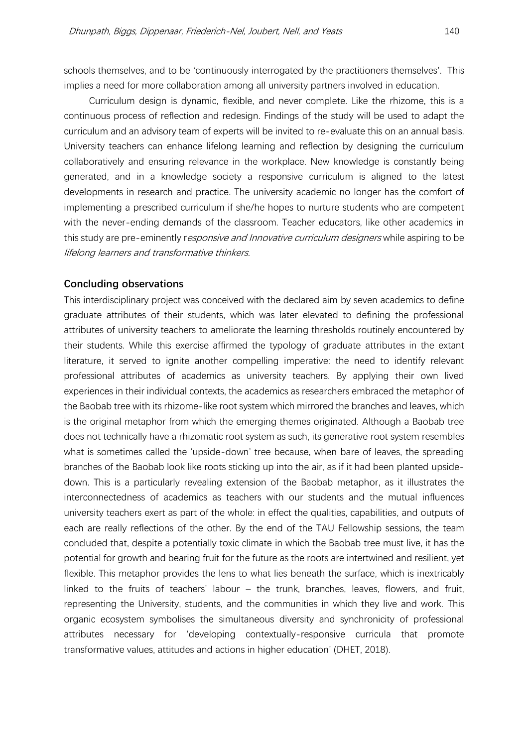schools themselves, and to be 'continuously interrogated by the practitioners themselves'. This implies a need for more collaboration among all university partners involved in education.

Curriculum design is dynamic, flexible, and never complete. Like the rhizome, this is a continuous process of reflection and redesign. Findings of the study will be used to adapt the curriculum and an advisory team of experts will be invited to re-evaluate this on an annual basis. University teachers can enhance lifelong learning and reflection by designing the curriculum collaboratively and ensuring relevance in the workplace. New knowledge is constantly being generated, and in a knowledge society a responsive curriculum is aligned to the latest developments in research and practice. The university academic no longer has the comfort of implementing a prescribed curriculum if she/he hopes to nurture students who are competent with the never-ending demands of the classroom. Teacher educators, like other academics in this study are pre-eminently r*esponsive and Innovative curriculum designers* while aspiring to be *lifelong learners and transformative thinkers*.

## Concluding observations

This interdisciplinary project was conceived with the declared aim by seven academics to define graduate attributes of their students, which was later elevated to defining the professional attributes of university teachers to ameliorate the learning thresholds routinely encountered by their students. While this exercise affirmed the typology of graduate attributes in the extant literature, it served to ignite another compelling imperative: the need to identify relevant professional attributes of academics as university teachers. By applying their own lived experiences in their individual contexts, the academics as researchers embraced the metaphor of the Baobab tree with its rhizome-like root system which mirrored the branches and leaves, which is the original metaphor from which the emerging themes originated. Although a Baobab tree does not technically have a rhizomatic root system as such, its generative root system resembles what is sometimes called the 'upside-down' tree because, when bare of leaves, the spreading branches of the Baobab look like roots sticking up into the air, as if it had been planted upside-down. This is a particularly revealing extension of the Baobab metaphor, as it illustrates the interconnectedness of academics as teachers with our students and the mutual influences university teachers exert as part of the whole: in effect the qualities, capabilities, and outputs of each are really reflections of the other. By the end of the TAU Fellowship sessions, the team concluded that, despite a potentially toxic climate in which the Baobab tree must live, it has the potential for growth and bearing fruit for the future as the roots are intertwined and resilient, yet flexible. This metaphor provides the lens to what lies beneath the surface, which is inextricably linked to the fruits of teachers' labour – the trunk, branches, leaves, flowers, and fruit, representing the University, students, and the communities in which they live and work. This organic ecosystem symbolises the simultaneous diversity and synchronicity of professional attributes necessary for 'developing contextually-responsive curricula that promote transformative values, attitudes and actions in higher education' (DHET, 2018).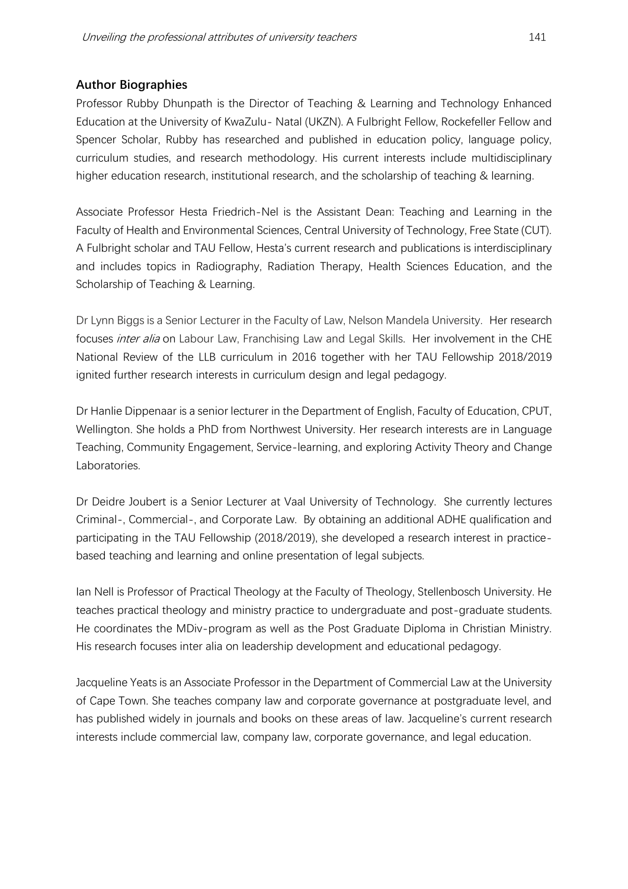## Author Biographies

Professor Rubby Dhunpath is the Director of Teaching & Learning and Technology Enhanced Education at the University of KwaZulu- Natal (UKZN). A Fulbright Fellow, Rockefeller Fellow and Spencer Scholar, Rubby has researched and published in education policy, language policy, curriculum studies, and research methodology. His current interests include multidisciplinary higher education research, institutional research, and the scholarship of teaching & learning.

Associate Professor Hesta Friedrich-Nel is the Assistant Dean: Teaching and Learning in the Faculty of Health and Environmental Sciences, Central University of Technology, Free State (CUT). A Fulbright scholar and TAU Fellow, Hesta's current research and publications is interdisciplinary and includes topics in Radiography, Radiation Therapy, Health Sciences Education, and the Scholarship of Teaching & Learning.

Dr Lynn Biggs is a Senior Lecturer in the Faculty of Law, Nelson Mandela University. Her research focuses *inter alia* on Labour Law, Franchising Law and Legal Skills. Her involvement in the CHE National Review of the LLB curriculum in 2016 together with her TAU Fellowship 2018/2019 ignited further research interests in curriculum design and legal pedagogy.

Dr Hanlie Dippenaar is a senior lecturer in the Department of English, Faculty of Education, CPUT, Wellington. She holds a PhD from Northwest University. Her research interests are in Language Teaching, Community Engagement, Service-learning, and exploring Activity Theory and Change Laboratories.

Dr Deidre Joubert is a Senior Lecturer at Vaal University of Technology. She currently lectures Criminal-, Commercial-, and Corporate Law. By obtaining an additional ADHE qualification and participating in the TAU Fellowship (2018/2019), she developed a research interest in practice-based teaching and learning and online presentation of legal subjects.

Ian Nell is Professor of Practical Theology at the Faculty of Theology, Stellenbosch University. He teaches practical theology and ministry practice to undergraduate and post-graduate students. He coordinates the MDiv-program as well as the Post Graduate Diploma in Christian Ministry. His research focuses inter alia on leadership development and educational pedagogy.

Jacqueline Yeats is an Associate Professor in the Department of Commercial Law at the University of Cape Town. She teaches company law and corporate governance at postgraduate level, and has published widely in journals and books on these areas of law. Jacqueline's current research interests include commercial law, company law, corporate governance, and legal education.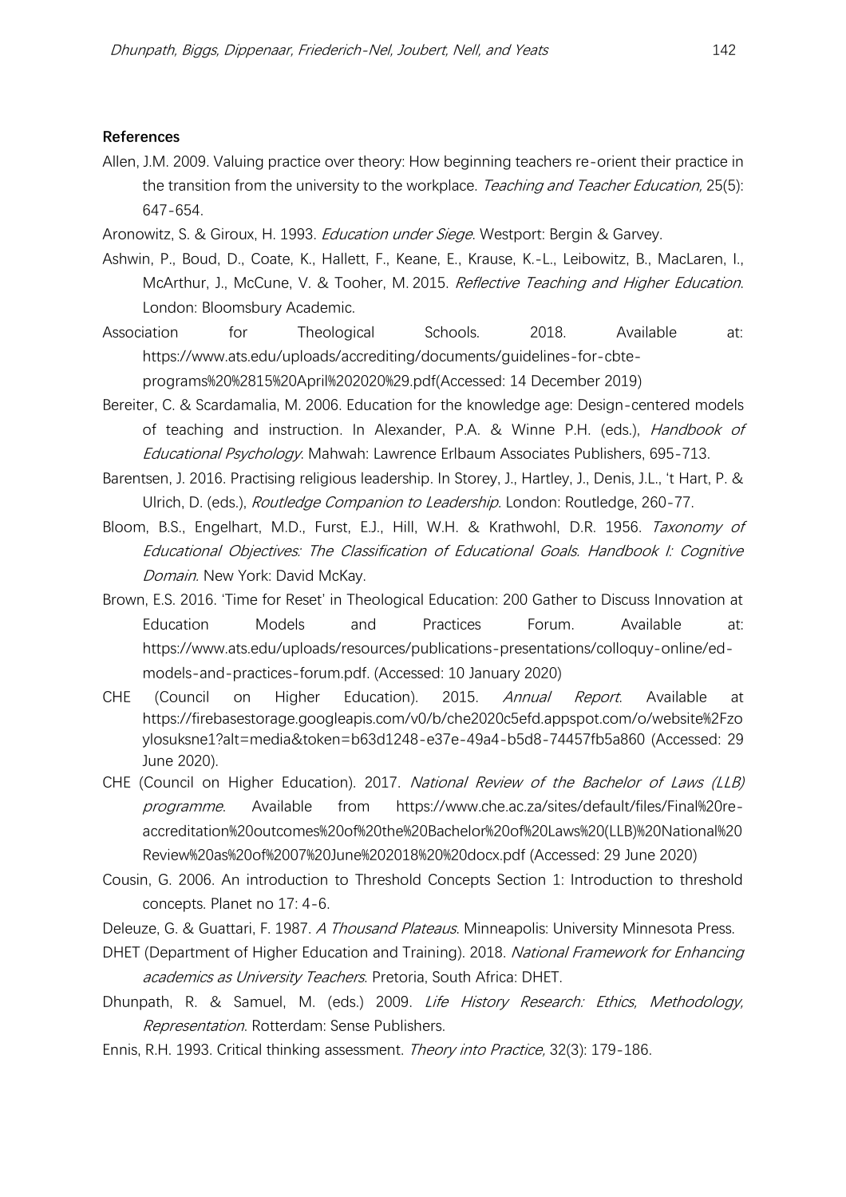**References**

Allen, J.M. 2009. Valuing practice over theory: How beginning teachers re-orient their practice in the transition from the university to the workplace. *Teaching and Teacher Education,* 25(5): 647-654.

Aronowitz, S. & Giroux, H. 1993. *Education under Siege*. Westport: Bergin & Garvey.

Ashwin, P., Boud, D., Coate, K., Hallett, F., Keane, E., Krause, K.-L., Leibowitz, B., MacLaren, I., McArthur, J., McCune, V. & Tooher, M. 2015. *Reflective Teaching and Higher Education*. London: Bloomsbury Academic.

Association for Theological Schools. 2018. Available at: https://www.ats.edu/uploads/accrediting/documents/guidelines-for-cbte-programs%20%2815%20April%202020%29.pdf(Accessed: 14 December 2019)

Bereiter, C. & Scardamalia, M. 2006. Education for the knowledge age: Design-centered models of teaching and instruction. In Alexander, P.A. & Winne P.H. (eds.), *Handbook of Educational Psychology*. Mahwah: Lawrence Erlbaum Associates Publishers, 695-713.

Barentsen, J. 2016. Practising religious leadership. In Storey, J., Hartley, J., Denis, J.L., 't Hart, P. & Ulrich, D. (eds.), *Routledge Companion to Leadership*. London: Routledge, 260-77.

Bloom, B.S., Engelhart, M.D., Furst, E.J., Hill, W.H. & Krathwohl, D.R. 1956. *Taxonomy of Educational Objectives: The Classification of Educational Goals. Handbook I: Cognitive Domain*. New York: David McKay.

Brown, E.S. 2016. 'Time for Reset' in Theological Education: 200 Gather to Discuss Innovation at Education Models and Practices Forum. Available at: https://www.ats.edu/uploads/resources/publications-presentations/colloquy-online/ed-models-and-practices-forum.pdf. (Accessed: 10 January 2020)

CHE (Council on Higher Education). 2015. *Annual Report*. Available at https://firebasestorage.googleapis.com/v0/b/che2020c5efd.appspot.com/o/website%2Fzoylosuksne1?alt=media&token=b63d1248-e37e-49a4-b5d8-74457fb5a860 (Accessed: 29 June 2020).

CHE (Council on Higher Education). 2017. *National Review of the Bachelor of Laws (LLB) programme*. Available from https://www.che.ac.za/sites/default/files/Final%20re-accreditation%20outcomes%20of%20the%20Bachelor%20of%20Laws%20(LLB)%20National%20Review%20as%20of%2007%20June%202018%20%20docx.pdf (Accessed: 29 June 2020)

Cousin, G. 2006. An introduction to Threshold Concepts Section 1: Introduction to threshold concepts. Planet no 17: 4-6.

Deleuze, G. & Guattari, F. 1987. *A Thousand Plateaus*. Minneapolis: University Minnesota Press.

DHET (Department of Higher Education and Training). 2018. *National Framework for Enhancing academics as University Teachers*. Pretoria, South Africa: DHET.

Dhunpath, R. & Samuel, M. (eds.) 2009. *Life History Research: Ethics, Methodology, Representation*. Rotterdam: Sense Publishers.

Ennis, R.H. 1993. Critical thinking assessment. *Theory into Practice,* 32(3): 179-186.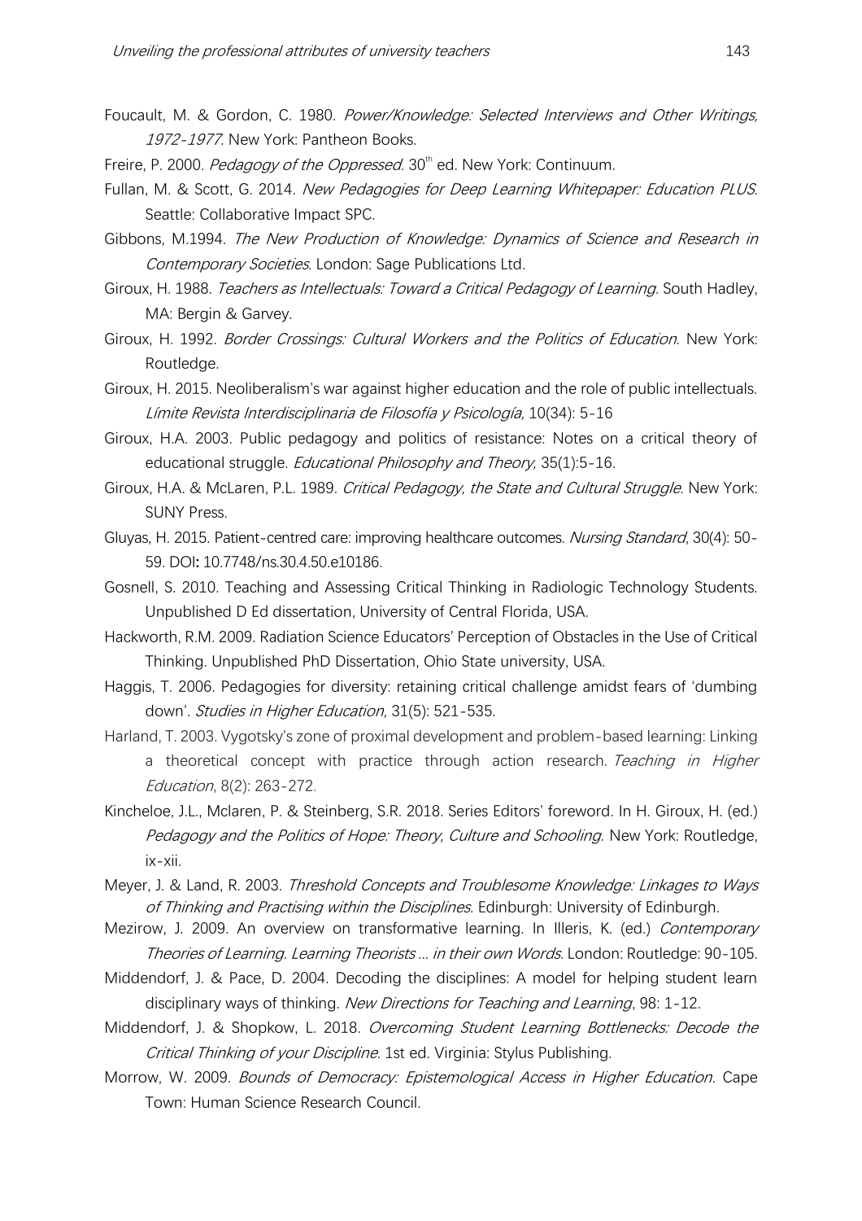Foucault, M. & Gordon, C. 1980. *Power/Knowledge: Selected Interviews and Other Writings, 1972-1977*. New York: Pantheon Books.

Freire, P. 2000. *Pedagogy of the Oppressed*. 30th ed. New York: Continuum.

Fullan, M. & Scott, G. 2014. *New Pedagogies for Deep Learning Whitepaper: Education PLUS*. Seattle: Collaborative Impact SPC.

Gibbons, M.1994. *The New Production of Knowledge: Dynamics of Science and Research in Contemporary Societies*. London: Sage Publications Ltd.

Giroux, H. 1988. *Teachers as Intellectuals: Toward a Critical Pedagogy of Learning*. South Hadley, MA: Bergin & Garvey.

Giroux, H. 1992. *Border Crossings: Cultural Workers and the Politics of Education*. New York: Routledge.

Giroux, H. 2015. Neoliberalism's war against higher education and the role of public intellectuals. *Límite Revista Interdisciplinaria de Filosofía y Psicología*, 10(34): 5-16

Giroux, H.A. 2003. Public pedagogy and politics of resistance: Notes on a critical theory of educational struggle. *Educational Philosophy and Theory*, 35(1):5-16.

Giroux, H.A. & McLaren, P.L. 1989. *Critical Pedagogy, the State and Cultural Struggle*. New York: SUNY Press.

Gluyas, H. 2015. Patient-centred care: improving healthcare outcomes. *Nursing Standard*, 30(4): 50-59. DOI: 10.7748/ns.30.4.50.e10186.

Gosnell, S. 2010. Teaching and Assessing Critical Thinking in Radiologic Technology Students. Unpublished D Ed dissertation, University of Central Florida, USA.

Hackworth, R.M. 2009. Radiation Science Educators' Perception of Obstacles in the Use of Critical Thinking. Unpublished PhD Dissertation, Ohio State university, USA.

Haggis, T. 2006. Pedagogies for diversity: retaining critical challenge amidst fears of 'dumbing down'. *Studies in Higher Education*, 31(5): 521-535.

Harland, T. 2003. Vygotsky's zone of proximal development and problem-based learning: Linking a theoretical concept with practice through action research. *Teaching in Higher Education*, 8(2): 263-272.

Kincheloe, J.L., Mclaren, P. & Steinberg, S.R. 2018. Series Editors' foreword. In H. Giroux, H. (ed.) *Pedagogy and the Politics of Hope: Theory, Culture and Schooling*. New York: Routledge, ix-xii.

Meyer, J. & Land, R. 2003. *Threshold Concepts and Troublesome Knowledge: Linkages to Ways of Thinking and Practising within the Disciplines*. Edinburgh: University of Edinburgh.

Mezirow, J. 2009. An overview on transformative learning. In Illeris, K. (ed.) *Contemporary Theories of Learning. Learning Theorists … in their own Words*. London: Routledge: 90-105.

Middendorf, J. & Pace, D. 2004. Decoding the disciplines: A model for helping student learn disciplinary ways of thinking. *New Directions for Teaching and Learning*, 98: 1-12.

Middendorf, J. & Shopkow, L. 2018. *Overcoming Student Learning Bottlenecks: Decode the Critical Thinking of your Discipline*. 1st ed. Virginia: Stylus Publishing.

Morrow, W. 2009. *Bounds of Democracy: Epistemological Access in Higher Education*. Cape Town: Human Science Research Council.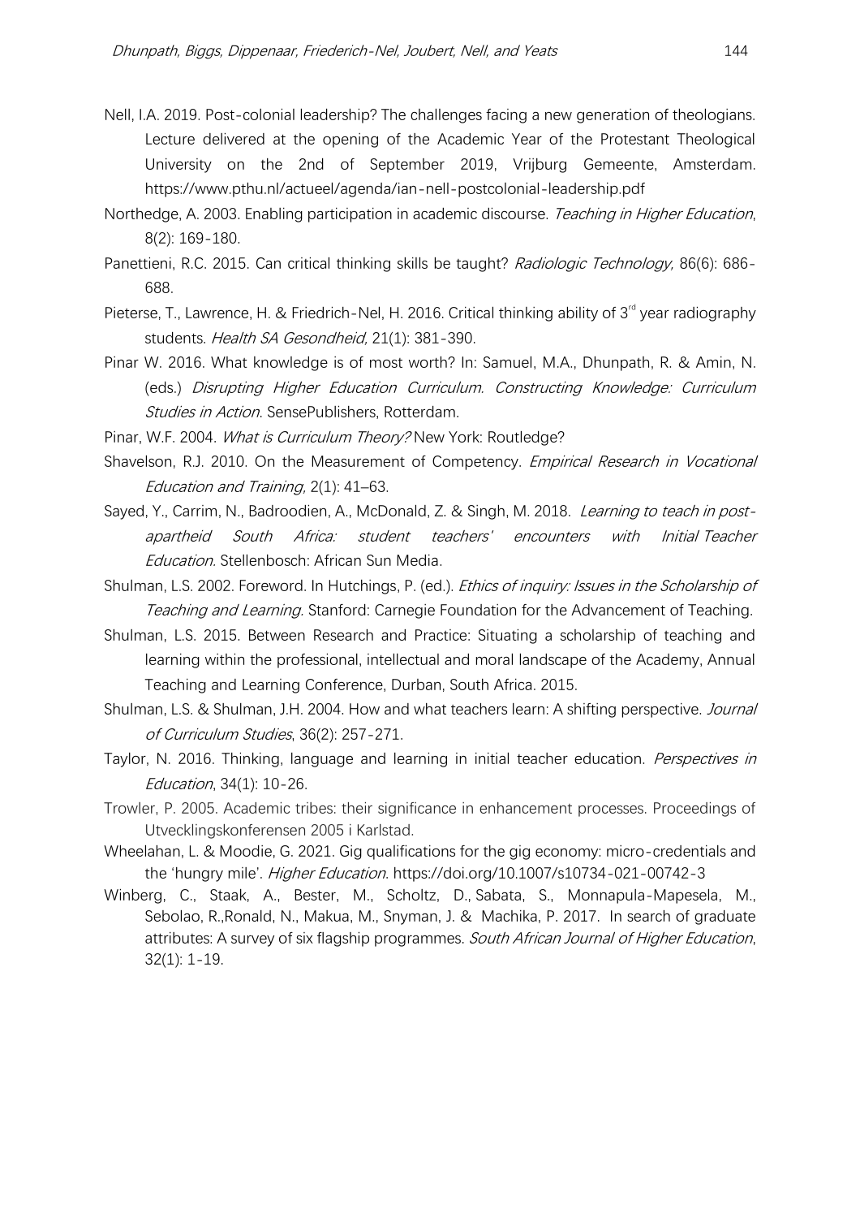Nell, I.A. 2019. Post-colonial leadership? The challenges facing a new generation of theologians. Lecture delivered at the opening of the Academic Year of the Protestant Theological University on the 2nd of September 2019, Vrijburg Gemeente, Amsterdam. https://www.pthu.nl/actueel/agenda/ian-nell-postcolonial-leadership.pdf

Northedge, A. 2003. Enabling participation in academic discourse. *Teaching in Higher Education*, 8(2): 169-180.

Panettieni, R.C. 2015. Can critical thinking skills be taught? *Radiologic Technology,* 86(6): 686-688.

Pieterse, T., Lawrence, H. & Friedrich-Nel, H. 2016. Critical thinking ability of 3rd year radiography students. *Health SA Gesondheid,* 21(1): 381-390.

Pinar W. 2016. What knowledge is of most worth? In: Samuel, M.A., Dhunpath, R. & Amin, N. (eds.) *Disrupting Higher Education Curriculum. Constructing Knowledge: Curriculum Studies in Action*. SensePublishers, Rotterdam.

Pinar, W.F. 2004. *What is Curriculum Theory?* New York: Routledge?

Shavelson, R.J. 2010. On the Measurement of Competency. *Empirical Research in Vocational Education and Training,* 2(1): 41–63.

Sayed, Y., Carrim, N., Badroodien, A., McDonald, Z. & Singh, M. 2018. *Learning to teach in post-apartheid South Africa: student teachers' encounters with Initial Teacher Education*. Stellenbosch: African Sun Media.

Shulman, L.S. 2002. Foreword. In Hutchings, P. (ed.). *Ethics of inquiry: Issues in the Scholarship of Teaching and Learning*. Stanford: Carnegie Foundation for the Advancement of Teaching.

Shulman, L.S. 2015. Between Research and Practice: Situating a scholarship of teaching and learning within the professional, intellectual and moral landscape of the Academy, Annual Teaching and Learning Conference, Durban, South Africa. 2015.

Shulman, L.S. & Shulman, J.H. 2004. How and what teachers learn: A shifting perspective. *Journal of Curriculum Studies*, 36(2): 257-271.

Taylor, N. 2016. Thinking, language and learning in initial teacher education. *Perspectives in Education*, 34(1): 10-26.

Trowler, P. 2005. Academic tribes: their significance in enhancement processes. Proceedings of Utvecklingskonferensen 2005 i Karlstad.

Wheelahan, L. & Moodie, G. 2021. Gig qualifications for the gig economy: micro-credentials and the 'hungry mile'. *Higher Education*. https://doi.org/10.1007/s10734-021-00742-3

Winberg, C., Staak, A., Bester, M., Scholtz, D., Sabata, S., Monnapula-Mapesela, M., Sebolao, R.,Ronald, N., Makua, M., Snyman, J. & Machika, P. 2017. In search of graduate attributes: A survey of six flagship programmes. *South African Journal of Higher Education*, 32(1): 1-19.